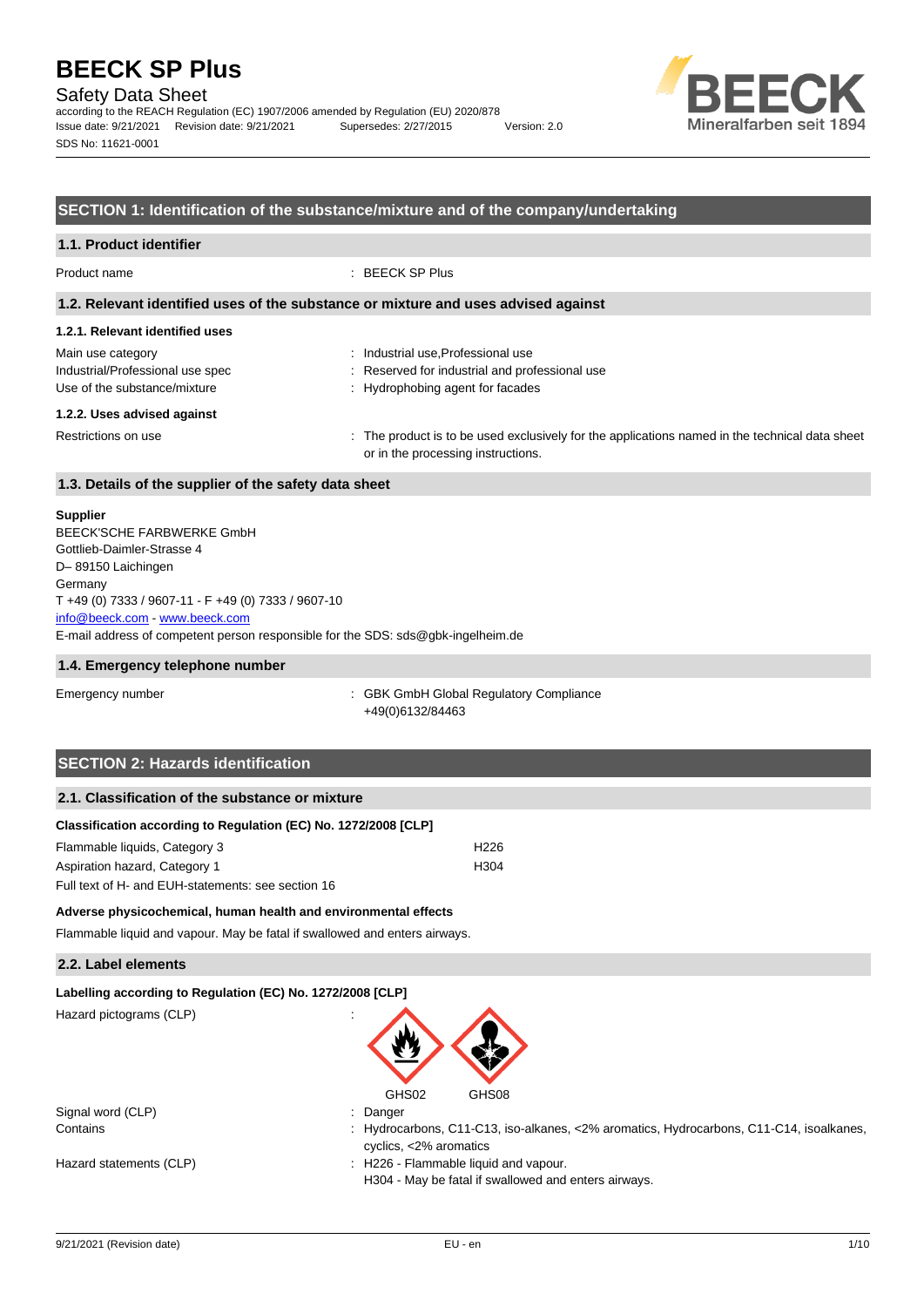# BEECK SP Plus

Safety Data Sheet

according to the REACH Regulation (EC) 1907/2006 amended by Regulation (EU) 2020/878

Issue date: 9/21/2021 Revision date: 9/21/2021 Supersedes: 2/27/2015 Version: 2.0

SDS No: 11621-0001

## SECTION 1: Identification of the substance/mixture and of the company/undertaking

### 1.1. Product identifier

Product name : BEECK SP Plus

### 1.2. Relevant identified uses of the substance or mixture and uses advised against

#### 1.2.1. Relevant identified uses

Main use category : Industrial use,Professional use

Industrial/Professional use spec : Reserved for industrial and professional use

Use of the substance/mixture : Hydrophobing agent for facades

#### 1.2.2. Uses advised against

Restrictions on use : The product is to be used exclusively for the applications named in the technical data sheet or in the processing instructions.

### 1.3. Details of the supplier of the safety data sheet

**Supplier**

BEECK'SCHE FARBWERKE GmbH
Gottlieb-Daimler-Strasse 4
D– 89150 Laichingen
Germany
T +49 (0) 7333 / 9607-11 - F +49 (0) 7333 / 9607-10
info@beeck.com - www.beeck.com
E-mail address of competent person responsible for the SDS: sds@gbk-ingelheim.de

### 1.4. Emergency telephone number

Emergency number : GBK GmbH Global Regulatory Compliance
+49(0)6132/84463

## SECTION 2: Hazards identification

### 2.1. Classification of the substance or mixture

**Classification according to Regulation (EC) No. 1272/2008 [CLP]**

| | |
|---|---|
| Flammable liquids, Category 3 | H226 |
| Aspiration hazard, Category 1 | H304 |

Full text of H- and EUH-statements: see section 16

**Adverse physicochemical, human health and environmental effects**

Flammable liquid and vapour. May be fatal if swallowed and enters airways.

### 2.2. Label elements

**Labelling according to Regulation (EC) No. 1272/2008 [CLP]**

Hazard pictograms (CLP) :

GHS02 GHS08

Signal word (CLP) : Danger

Contains : Hydrocarbons, C11-C13, iso-alkanes, <2% aromatics, Hydrocarbons, C11-C14, isoalkanes, cyclics, <2% aromatics

Hazard statements (CLP) : H226 - Flammable liquid and vapour.
H304 - May be fatal if swallowed and enters airways.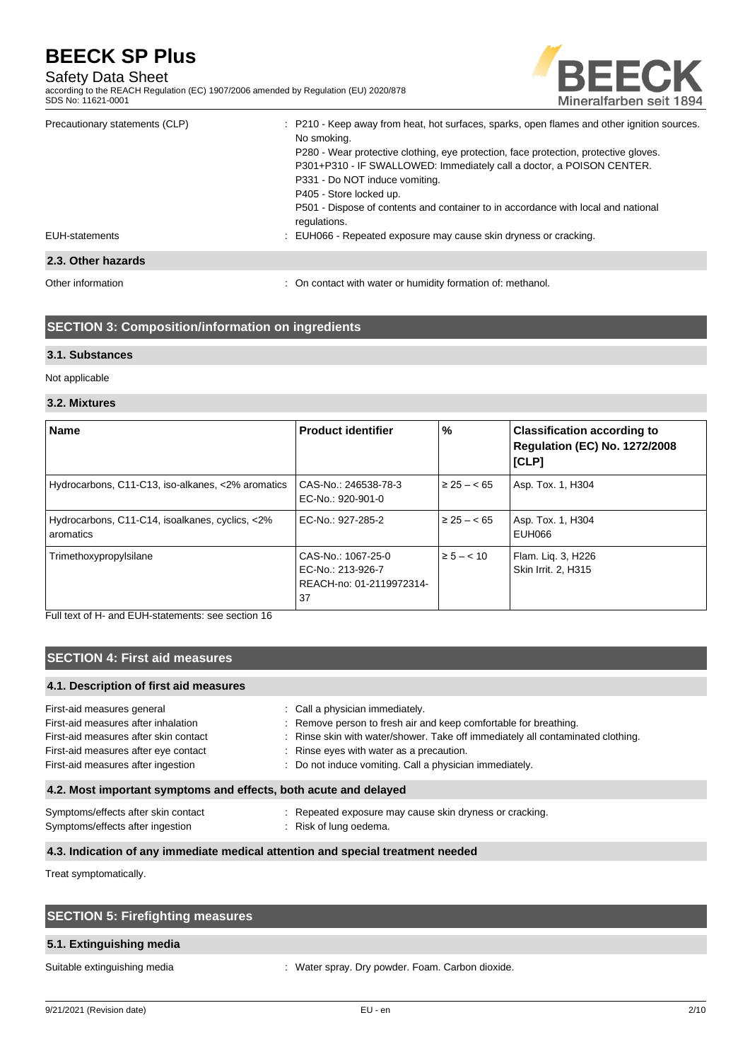| | |
|---|---|
| Precautionary statements (CLP) | : P210 - Keep away from heat, hot surfaces, sparks, open flames and other ignition sources. No smoking.<br>P280 - Wear protective clothing, eye protection, face protection, protective gloves.<br>P301+P310 - IF SWALLOWED: Immediately call a doctor, a POISON CENTER.<br>P331 - Do NOT induce vomiting.<br>P405 - Store locked up.<br>P501 - Dispose of contents and container to in accordance with local and national regulations. |
| EUH-statements | : EUH066 - Repeated exposure may cause skin dryness or cracking. |

### 2.3. Other hazards

Other information : On contact with water or humidity formation of: methanol.

## SECTION 3: Composition/information on ingredients

### 3.1. Substances

Not applicable

### 3.2. Mixtures

| Name | Product identifier | % | Classification according to Regulation (EC) No. 1272/2008 [CLP] |
|---|---|---|---|
| Hydrocarbons, C11-C13, iso-alkanes, <2% aromatics | CAS-No.: 246538-78-3<br>EC-No.: 920-901-0 | ≥ 25 – < 65 | Asp. Tox. 1, H304 |
| Hydrocarbons, C11-C14, isoalkanes, cyclics, <2% aromatics | EC-No.: 927-285-2 | ≥ 25 – < 65 | Asp. Tox. 1, H304<br>EUH066 |
| Trimethoxypropylsilane | CAS-No.: 1067-25-0<br>EC-No.: 213-926-7<br>REACH-no: 01-2119972314-37 | ≥ 5 – < 10 | Flam. Liq. 3, H226<br>Skin Irrit. 2, H315 |

Full text of H- and EUH-statements: see section 16

## SECTION 4: First aid measures

### 4.1. Description of first aid measures

| | |
|---|---|
| First-aid measures general | : Call a physician immediately. |
| First-aid measures after inhalation | : Remove person to fresh air and keep comfortable for breathing. |
| First-aid measures after skin contact | : Rinse skin with water/shower. Take off immediately all contaminated clothing. |
| First-aid measures after eye contact | : Rinse eyes with water as a precaution. |
| First-aid measures after ingestion | : Do not induce vomiting. Call a physician immediately. |

### 4.2. Most important symptoms and effects, both acute and delayed

| | |
|---|---|
| Symptoms/effects after skin contact | : Repeated exposure may cause skin dryness or cracking. |
| Symptoms/effects after ingestion | : Risk of lung oedema. |

### 4.3. Indication of any immediate medical attention and special treatment needed

Treat symptomatically.

## SECTION 5: Firefighting measures

### 5.1. Extinguishing media

Suitable extinguishing media : Water spray. Dry powder. Foam. Carbon dioxide.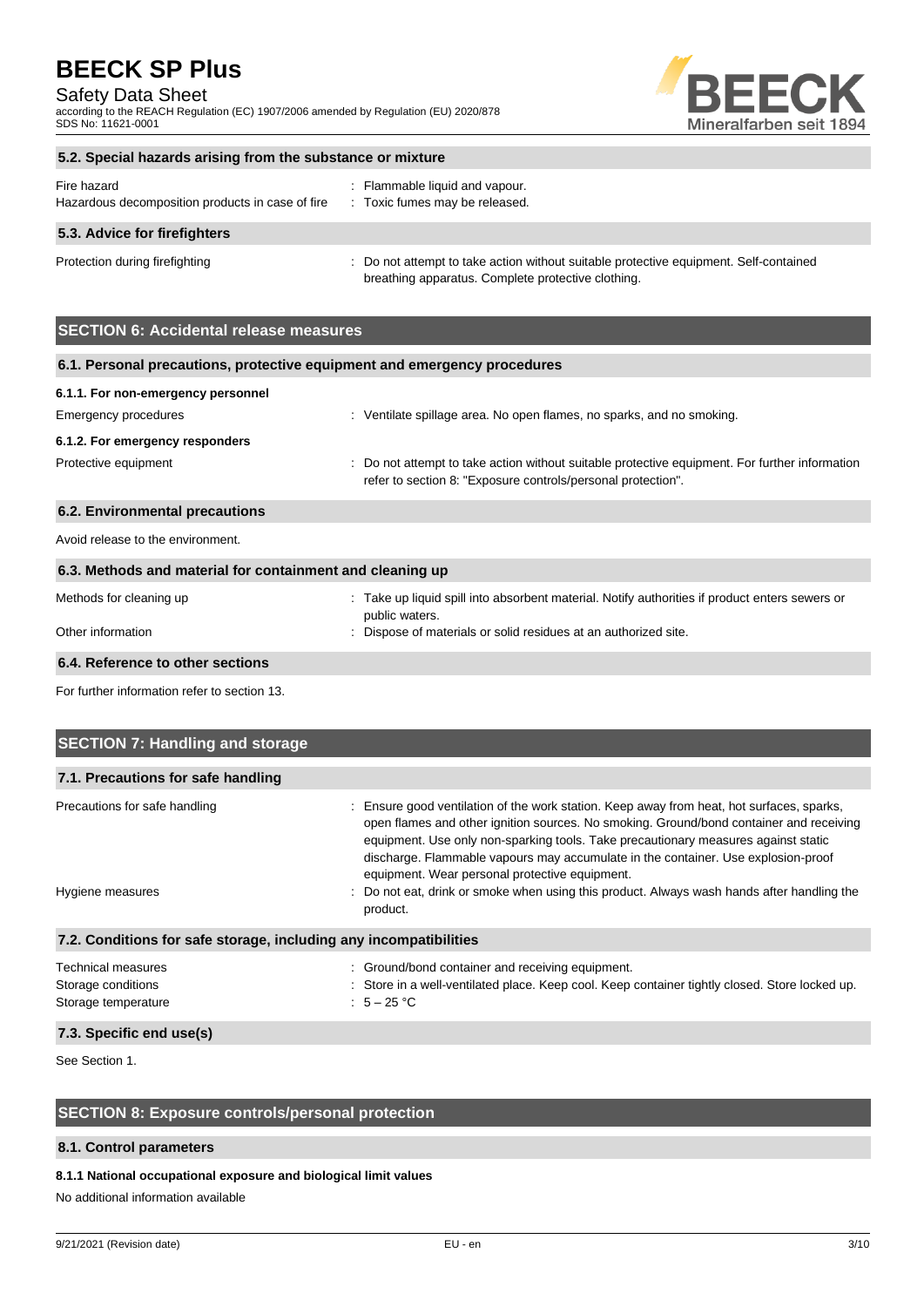### 5.2. Special hazards arising from the substance or mixture

| | |
|---|---|
| Fire hazard | : Flammable liquid and vapour. |
| Hazardous decomposition products in case of fire | : Toxic fumes may be released. |

### 5.3. Advice for firefighters

| | |
|---|---|
| Protection during firefighting | : Do not attempt to take action without suitable protective equipment. Self-contained breathing apparatus. Complete protective clothing. |

## SECTION 6: Accidental release measures

### 6.1. Personal precautions, protective equipment and emergency procedures

**6.1.1. For non-emergency personnel**

| | |
|---|---|
| Emergency procedures | : Ventilate spillage area. No open flames, no sparks, and no smoking. |

**6.1.2. For emergency responders**

| | |
|---|---|
| Protective equipment | : Do not attempt to take action without suitable protective equipment. For further information refer to section 8: "Exposure controls/personal protection". |

### 6.2. Environmental precautions

Avoid release to the environment.

### 6.3. Methods and material for containment and cleaning up

| | |
|---|---|
| Methods for cleaning up | : Take up liquid spill into absorbent material. Notify authorities if product enters sewers or public waters. |
| Other information | : Dispose of materials or solid residues at an authorized site. |

### 6.4. Reference to other sections

For further information refer to section 13.

## SECTION 7: Handling and storage

### 7.1. Precautions for safe handling

| | |
|---|---|
| Precautions for safe handling | : Ensure good ventilation of the work station. Keep away from heat, hot surfaces, sparks, open flames and other ignition sources. No smoking. Ground/bond container and receiving equipment. Use only non-sparking tools. Take precautionary measures against static discharge. Flammable vapours may accumulate in the container. Use explosion-proof equipment. Wear personal protective equipment. |
| Hygiene measures | : Do not eat, drink or smoke when using this product. Always wash hands after handling the product. |

### 7.2. Conditions for safe storage, including any incompatibilities

| | |
|---|---|
| Technical measures | : Ground/bond container and receiving equipment. |
| Storage conditions | : Store in a well-ventilated place. Keep cool. Keep container tightly closed. Store locked up. |
| Storage temperature | : 5 – 25 °C |

### 7.3. Specific end use(s)

See Section 1.

## SECTION 8: Exposure controls/personal protection

### 8.1. Control parameters

**8.1.1 National occupational exposure and biological limit values**

No additional information available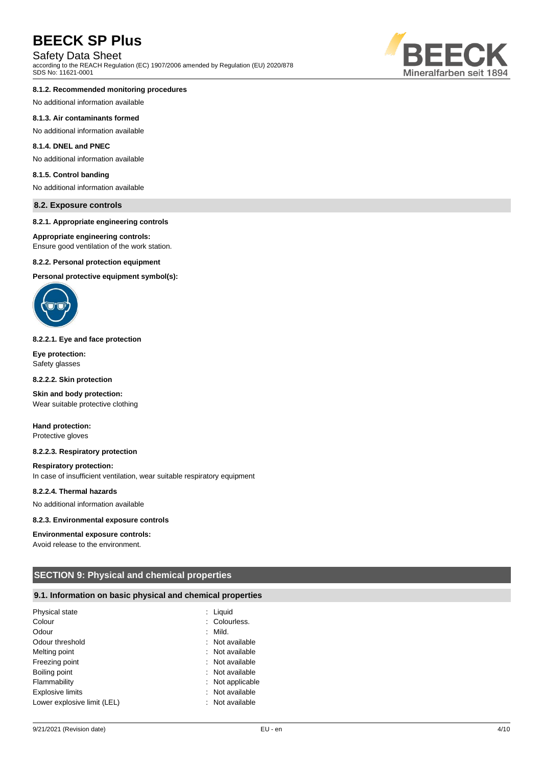#### 8.1.2. Recommended monitoring procedures

No additional information available

#### 8.1.3. Air contaminants formed

No additional information available

#### 8.1.4. DNEL and PNEC

No additional information available

#### 8.1.5. Control banding

No additional information available

### 8.2. Exposure controls

#### 8.2.1. Appropriate engineering controls

**Appropriate engineering controls:**
Ensure good ventilation of the work station.

#### 8.2.2. Personal protection equipment

**Personal protective equipment symbol(s):**

#### 8.2.2.1. Eye and face protection

**Eye protection:**
Safety glasses

#### 8.2.2.2. Skin protection

**Skin and body protection:**
Wear suitable protective clothing

**Hand protection:**
Protective gloves

#### 8.2.2.3. Respiratory protection

**Respiratory protection:**
In case of insufficient ventilation, wear suitable respiratory equipment

#### 8.2.2.4. Thermal hazards

No additional information available

#### 8.2.3. Environmental exposure controls

**Environmental exposure controls:**
Avoid release to the environment.

## SECTION 9: Physical and chemical properties

### 9.1. Information on basic physical and chemical properties

| | |
|---|---|
| Physical state | : Liquid |
| Colour | : Colourless. |
| Odour | : Mild. |
| Odour threshold | : Not available |
| Melting point | : Not available |
| Freezing point | : Not available |
| Boiling point | : Not available |
| Flammability | : Not applicable |
| Explosive limits | : Not available |
| Lower explosive limit (LEL) | : Not available |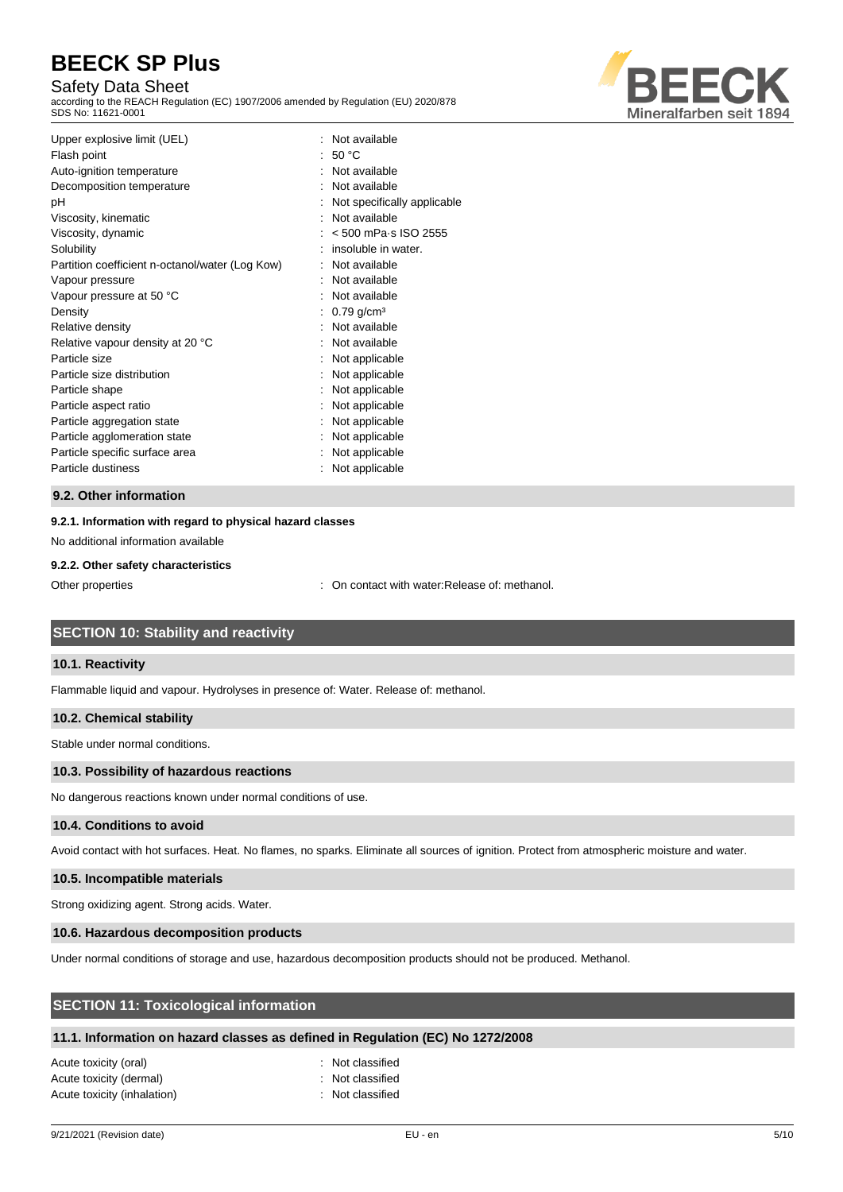| | |
|---|---|
| Upper explosive limit (UEL) | : Not available |
| Flash point | : 50 °C |
| Auto-ignition temperature | : Not available |
| Decomposition temperature | : Not available |
| pH | : Not specifically applicable |
| Viscosity, kinematic | : Not available |
| Viscosity, dynamic | : < 500 mPa·s ISO 2555 |
| Solubility | : insoluble in water. |
| Partition coefficient n-octanol/water (Log Kow) | : Not available |
| Vapour pressure | : Not available |
| Vapour pressure at 50 °C | : Not available |
| Density | : 0.79 g/cm³ |
| Relative density | : Not available |
| Relative vapour density at 20 °C | : Not available |
| Particle size | : Not applicable |
| Particle size distribution | : Not applicable |
| Particle shape | : Not applicable |
| Particle aspect ratio | : Not applicable |
| Particle aggregation state | : Not applicable |
| Particle agglomeration state | : Not applicable |
| Particle specific surface area | : Not applicable |
| Particle dustiness | : Not applicable |

### 9.2. Other information

#### 9.2.1. Information with regard to physical hazard classes

No additional information available

#### 9.2.2. Other safety characteristics

Other properties : On contact with water:Release of: methanol.

## SECTION 10: Stability and reactivity

### 10.1. Reactivity

Flammable liquid and vapour. Hydrolyses in presence of: Water. Release of: methanol.

### 10.2. Chemical stability

Stable under normal conditions.

### 10.3. Possibility of hazardous reactions

No dangerous reactions known under normal conditions of use.

### 10.4. Conditions to avoid

Avoid contact with hot surfaces. Heat. No flames, no sparks. Eliminate all sources of ignition. Protect from atmospheric moisture and water.

### 10.5. Incompatible materials

Strong oxidizing agent. Strong acids. Water.

### 10.6. Hazardous decomposition products

Under normal conditions of storage and use, hazardous decomposition products should not be produced. Methanol.

## SECTION 11: Toxicological information

### 11.1. Information on hazard classes as defined in Regulation (EC) No 1272/2008

| | |
|---|---|
| Acute toxicity (oral) | : Not classified |
| Acute toxicity (dermal) | : Not classified |
| Acute toxicity (inhalation) | : Not classified |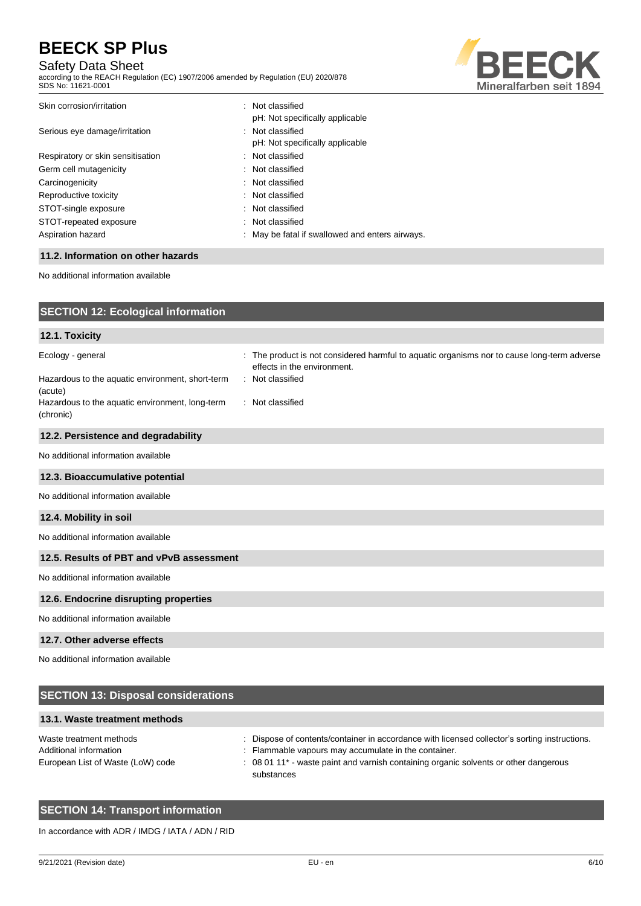| | |
|---|---|
| Skin corrosion/irritation | : Not classified<br>pH: Not specifically applicable |
| Serious eye damage/irritation | : Not classified<br>pH: Not specifically applicable |
| Respiratory or skin sensitisation | : Not classified |
| Germ cell mutagenicity | : Not classified |
| Carcinogenicity | : Not classified |
| Reproductive toxicity | : Not classified |
| STOT-single exposure | : Not classified |
| STOT-repeated exposure | : Not classified |
| Aspiration hazard | : May be fatal if swallowed and enters airways. |

### 11.2. Information on other hazards

No additional information available

## SECTION 12: Ecological information

### 12.1. Toxicity

| | |
|---|---|
| Ecology - general | : The product is not considered harmful to aquatic organisms nor to cause long-term adverse effects in the environment. |
| Hazardous to the aquatic environment, short-term (acute) | : Not classified |
| Hazardous to the aquatic environment, long-term (chronic) | : Not classified |

### 12.2. Persistence and degradability

No additional information available

### 12.3. Bioaccumulative potential

No additional information available

### 12.4. Mobility in soil

No additional information available

### 12.5. Results of PBT and vPvB assessment

No additional information available

### 12.6. Endocrine disrupting properties

No additional information available

### 12.7. Other adverse effects

No additional information available

## SECTION 13: Disposal considerations

### 13.1. Waste treatment methods

| | |
|---|---|
| Waste treatment methods | : Dispose of contents/container in accordance with licensed collector's sorting instructions. |
| Additional information | : Flammable vapours may accumulate in the container. |
| European List of Waste (LoW) code | : 08 01 11* - waste paint and varnish containing organic solvents or other dangerous substances |

## SECTION 14: Transport information

In accordance with ADR / IMDG / IATA / ADN / RID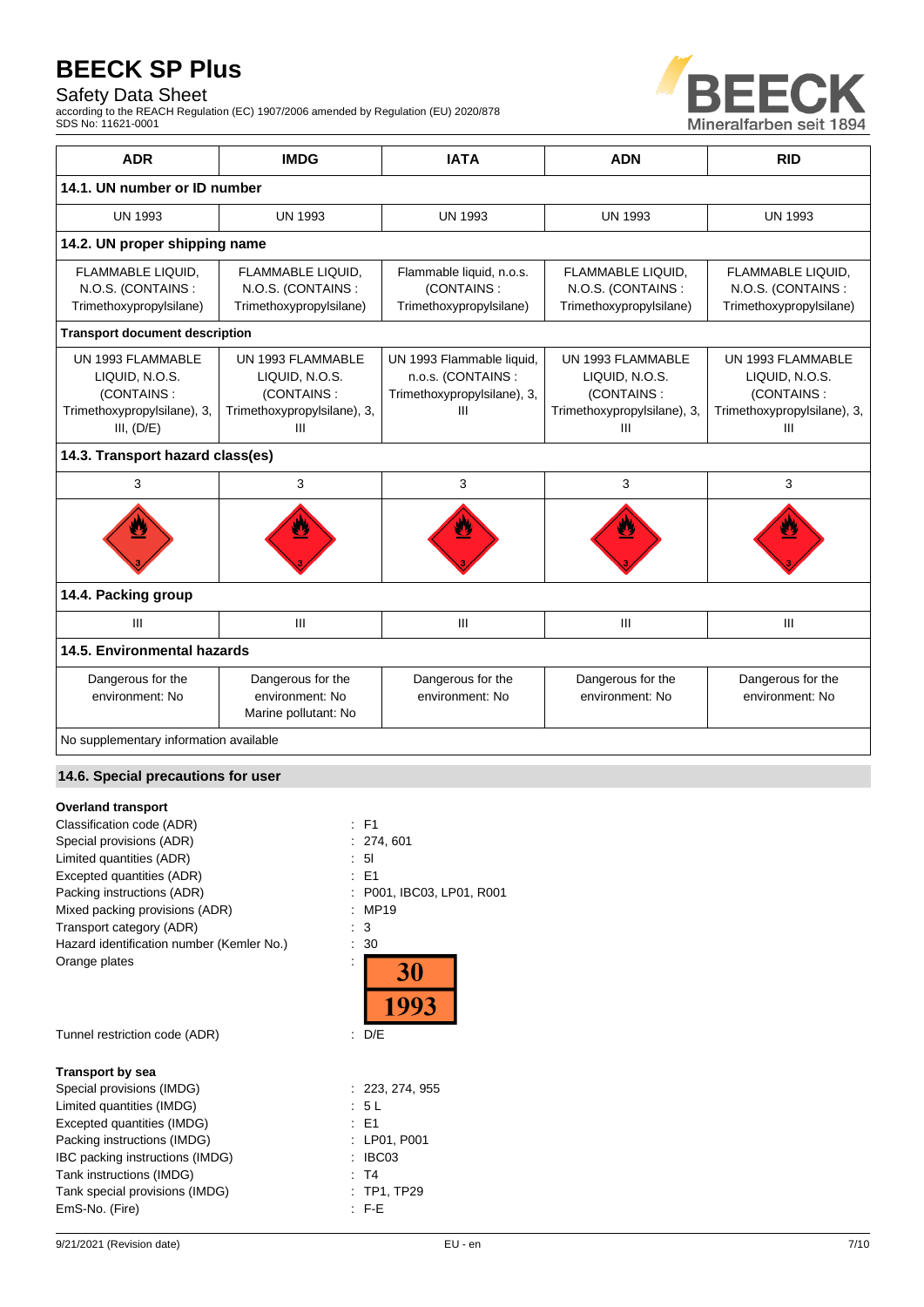| ADR | IMDG | IATA | ADN | RID |
|---|---|---|---|---|
| **14.1. UN number or ID number** | | | | |
| UN 1993 | UN 1993 | UN 1993 | UN 1993 | UN 1993 |
| **14.2. UN proper shipping name** | | | | |
| FLAMMABLE LIQUID, N.O.S. (CONTAINS : Trimethoxypropylsilane) | FLAMMABLE LIQUID, N.O.S. (CONTAINS : Trimethoxypropylsilane) | Flammable liquid, n.o.s. (CONTAINS : Trimethoxypropylsilane) | FLAMMABLE LIQUID, N.O.S. (CONTAINS : Trimethoxypropylsilane) | FLAMMABLE LIQUID, N.O.S. (CONTAINS : Trimethoxypropylsilane) |
| **Transport document description** | | | | |
| UN 1993 FLAMMABLE LIQUID, N.O.S. (CONTAINS : Trimethoxypropylsilane), 3, III, (D/E) | UN 1993 FLAMMABLE LIQUID, N.O.S. (CONTAINS : Trimethoxypropylsilane), 3, III | UN 1993 Flammable liquid, n.o.s. (CONTAINS : Trimethoxypropylsilane), 3, III | UN 1993 FLAMMABLE LIQUID, N.O.S. (CONTAINS : Trimethoxypropylsilane), 3, III | UN 1993 FLAMMABLE LIQUID, N.O.S. (CONTAINS : Trimethoxypropylsilane), 3, III |
| **14.3. Transport hazard class(es)** | | | | |
| 3 | 3 | 3 | 3 | 3 |
| **14.4. Packing group** | | | | |
| III | III | III | III | III |
| **14.5. Environmental hazards** | | | | |
| Dangerous for the environment: No | Dangerous for the environment: No<br>Marine pollutant: No | Dangerous for the environment: No | Dangerous for the environment: No | Dangerous for the environment: No |
| No supplementary information available | | | | |

## 14.6. Special precautions for user

**Overland transport**

Classification code (ADR) : F1
Special provisions (ADR) : 274, 601
Limited quantities (ADR) : 5l
Excepted quantities (ADR) : E1
Packing instructions (ADR) : P001, IBC03, LP01, R001
Mixed packing provisions (ADR) : MP19
Transport category (ADR) : 3
Hazard identification number (Kemler No.) : 30
Orange plates : 30 / 1993
Tunnel restriction code (ADR) : D/E

**Transport by sea**

Special provisions (IMDG) : 223, 274, 955
Limited quantities (IMDG) : 5 L
Excepted quantities (IMDG) : E1
Packing instructions (IMDG) : LP01, P001
IBC packing instructions (IMDG) : IBC03
Tank instructions (IMDG) : T4
Tank special provisions (IMDG) : TP1, TP29
EmS-No. (Fire) : F-E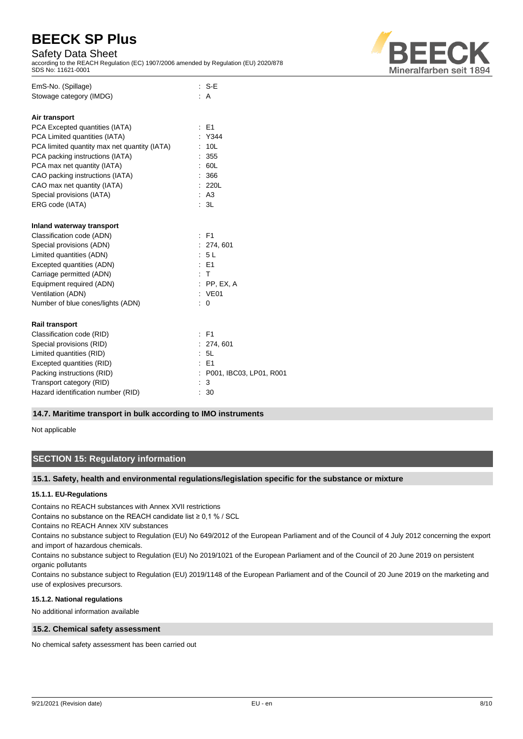| | |
|---|---|
| EmS-No. (Spillage) | : S-E |
| Stowage category (IMDG) | : A |

**Air transport**

| | |
|---|---|
| PCA Excepted quantities (IATA) | : E1 |
| PCA Limited quantities (IATA) | : Y344 |
| PCA limited quantity max net quantity (IATA) | : 10L |
| PCA packing instructions (IATA) | : 355 |
| PCA max net quantity (IATA) | : 60L |
| CAO packing instructions (IATA) | : 366 |
| CAO max net quantity (IATA) | : 220L |
| Special provisions (IATA) | : A3 |
| ERG code (IATA) | : 3L |

**Inland waterway transport**

| | |
|---|---|
| Classification code (ADN) | : F1 |
| Special provisions (ADN) | : 274, 601 |
| Limited quantities (ADN) | : 5 L |
| Excepted quantities (ADN) | : E1 |
| Carriage permitted (ADN) | : T |
| Equipment required (ADN) | : PP, EX, A |
| Ventilation (ADN) | : VE01 |
| Number of blue cones/lights (ADN) | : 0 |

**Rail transport**

| | |
|---|---|
| Classification code (RID) | : F1 |
| Special provisions (RID) | : 274, 601 |
| Limited quantities (RID) | : 5L |
| Excepted quantities (RID) | : E1 |
| Packing instructions (RID) | : P001, IBC03, LP01, R001 |
| Transport category (RID) | : 3 |
| Hazard identification number (RID) | : 30 |

### 14.7. Maritime transport in bulk according to IMO instruments

Not applicable

## SECTION 15: Regulatory information

### 15.1. Safety, health and environmental regulations/legislation specific for the substance or mixture

#### 15.1.1. EU-Regulations

Contains no REACH substances with Annex XVII restrictions

Contains no substance on the REACH candidate list ≥ 0,1 % / SCL

Contains no REACH Annex XIV substances

Contains no substance subject to Regulation (EU) No 649/2012 of the European Parliament and of the Council of 4 July 2012 concerning the export and import of hazardous chemicals.

Contains no substance subject to Regulation (EU) No 2019/1021 of the European Parliament and of the Council of 20 June 2019 on persistent organic pollutants

Contains no substance subject to Regulation (EU) 2019/1148 of the European Parliament and of the Council of 20 June 2019 on the marketing and use of explosives precursors.

#### 15.1.2. National regulations

No additional information available

### 15.2. Chemical safety assessment

No chemical safety assessment has been carried out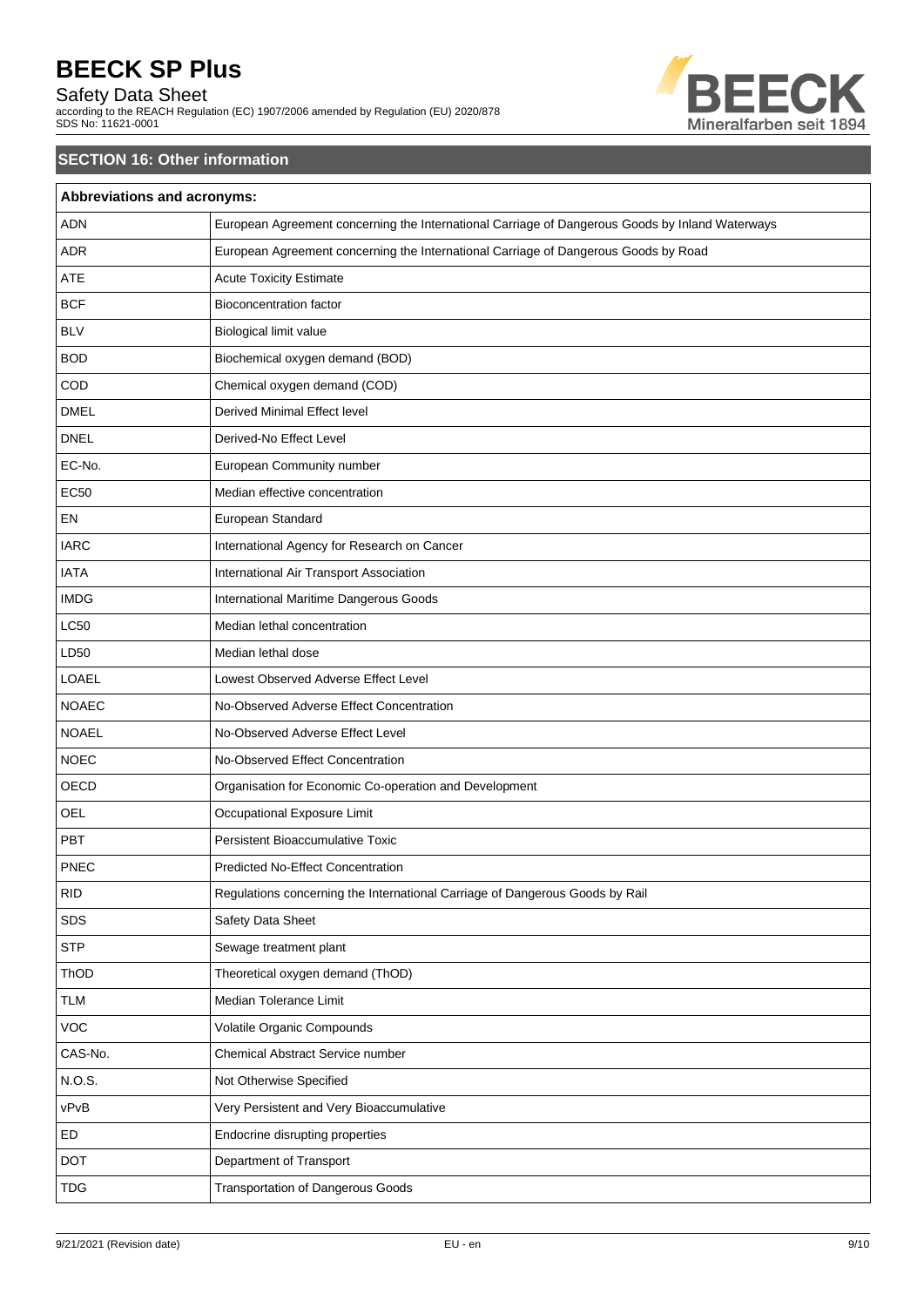## SECTION 16: Other information

| Abbreviations and acronyms: | |
|---|---|
| ADN | European Agreement concerning the International Carriage of Dangerous Goods by Inland Waterways |
| ADR | European Agreement concerning the International Carriage of Dangerous Goods by Road |
| ATE | Acute Toxicity Estimate |
| BCF | Bioconcentration factor |
| BLV | Biological limit value |
| BOD | Biochemical oxygen demand (BOD) |
| COD | Chemical oxygen demand (COD) |
| DMEL | Derived Minimal Effect level |
| DNEL | Derived-No Effect Level |
| EC-No. | European Community number |
| EC50 | Median effective concentration |
| EN | European Standard |
| IARC | International Agency for Research on Cancer |
| IATA | International Air Transport Association |
| IMDG | International Maritime Dangerous Goods |
| LC50 | Median lethal concentration |
| LD50 | Median lethal dose |
| LOAEL | Lowest Observed Adverse Effect Level |
| NOAEC | No-Observed Adverse Effect Concentration |
| NOAEL | No-Observed Adverse Effect Level |
| NOEC | No-Observed Effect Concentration |
| OECD | Organisation for Economic Co-operation and Development |
| OEL | Occupational Exposure Limit |
| PBT | Persistent Bioaccumulative Toxic |
| PNEC | Predicted No-Effect Concentration |
| RID | Regulations concerning the International Carriage of Dangerous Goods by Rail |
| SDS | Safety Data Sheet |
| STP | Sewage treatment plant |
| ThOD | Theoretical oxygen demand (ThOD) |
| TLM | Median Tolerance Limit |
| VOC | Volatile Organic Compounds |
| CAS-No. | Chemical Abstract Service number |
| N.O.S. | Not Otherwise Specified |
| vPvB | Very Persistent and Very Bioaccumulative |
| ED | Endocrine disrupting properties |
| DOT | Department of Transport |
| TDG | Transportation of Dangerous Goods |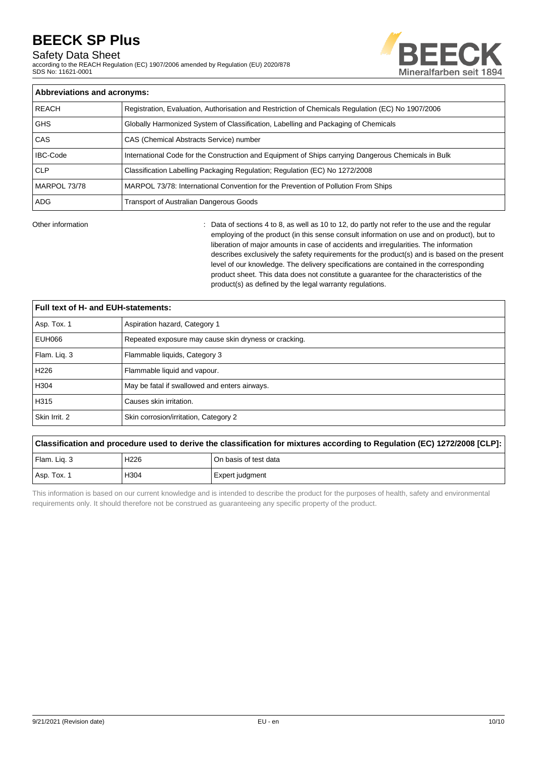| Abbreviations and acronyms: | |
|---|---|
| REACH | Registration, Evaluation, Authorisation and Restriction of Chemicals Regulation (EC) No 1907/2006 |
| GHS | Globally Harmonized System of Classification, Labelling and Packaging of Chemicals |
| CAS | CAS (Chemical Abstracts Service) number |
| IBC-Code | International Code for the Construction and Equipment of Ships carrying Dangerous Chemicals in Bulk |
| CLP | Classification Labelling Packaging Regulation; Regulation (EC) No 1272/2008 |
| MARPOL 73/78 | MARPOL 73/78: International Convention for the Prevention of Pollution From Ships |
| ADG | Transport of Australian Dangerous Goods |

Other information : Data of sections 4 to 8, as well as 10 to 12, do partly not refer to the use and the regular employing of the product (in this sense consult information on use and on product), but to liberation of major amounts in case of accidents and irregularities. The information describes exclusively the safety requirements for the product(s) and is based on the present level of our knowledge. The delivery specifications are contained in the corresponding product sheet. This data does not constitute a guarantee for the characteristics of the product(s) as defined by the legal warranty regulations.

| Full text of H- and EUH-statements: | |
|---|---|
| Asp. Tox. 1 | Aspiration hazard, Category 1 |
| EUH066 | Repeated exposure may cause skin dryness or cracking. |
| Flam. Liq. 3 | Flammable liquids, Category 3 |
| H226 | Flammable liquid and vapour. |
| H304 | May be fatal if swallowed and enters airways. |
| H315 | Causes skin irritation. |
| Skin Irrit. 2 | Skin corrosion/irritation, Category 2 |

| Classification and procedure used to derive the classification for mixtures according to Regulation (EC) 1272/2008 [CLP]: | | |
|---|---|---|
| Flam. Liq. 3 | H226 | On basis of test data |
| Asp. Tox. 1 | H304 | Expert judgment |

This information is based on our current knowledge and is intended to describe the product for the purposes of health, safety and environmental requirements only. It should therefore not be construed as guaranteeing any specific property of the product.